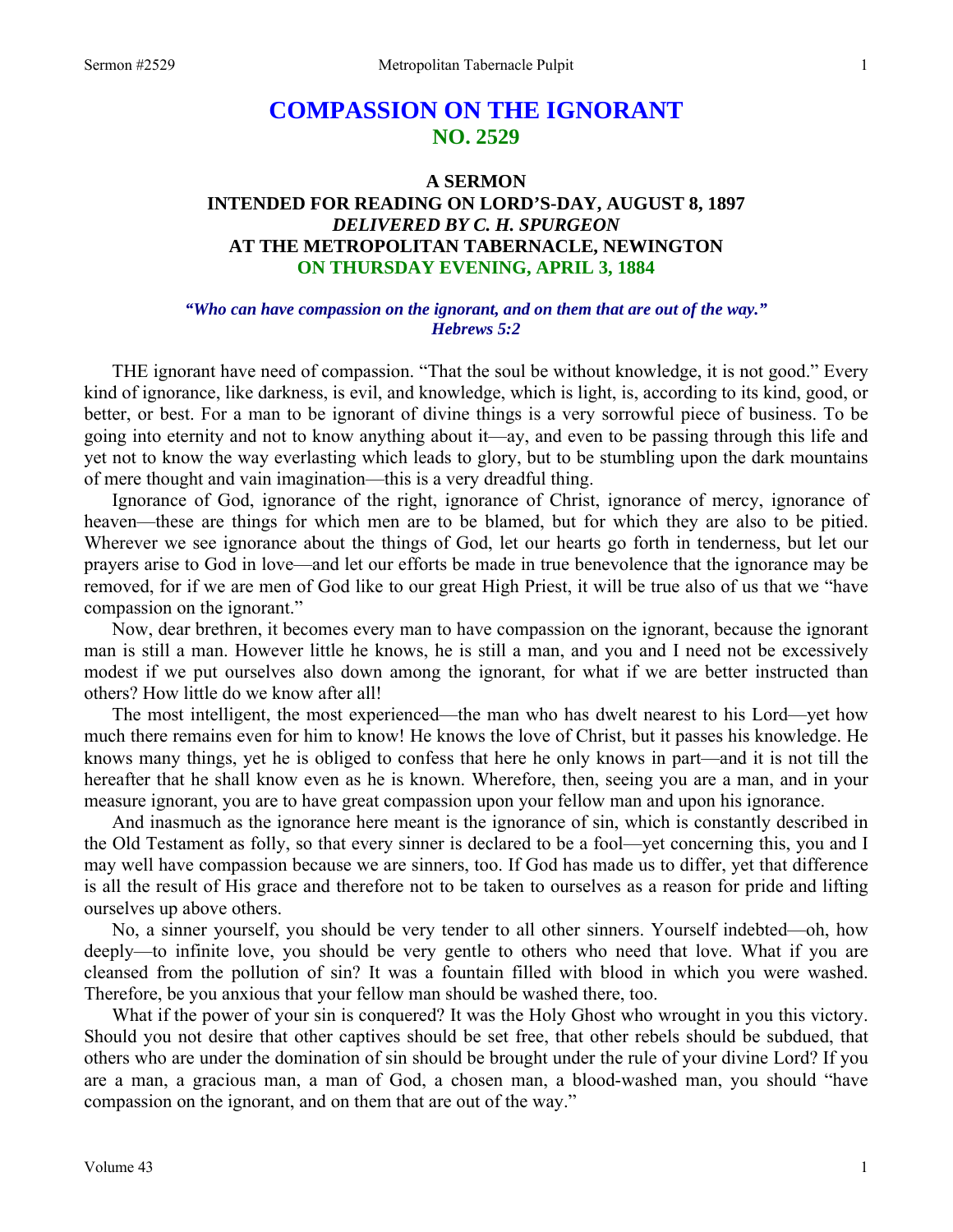# COMPASSION ON THE IGNORANT
## NO. 2529

### A SERMON
### INTENDED FOR READING ON LORD'S-DAY, AUGUST 8, 1897
### *DELIVERED BY C. H. SPURGEON*
### AT THE METROPOLITAN TABERNACLE, NEWINGTON
### ON THURSDAY EVENING, APRIL 3, 1884

***"Who can have compassion on the ignorant, and on them that are out of the way." Hebrews 5:2***

THE ignorant have need of compassion. "That the soul be without knowledge, it is not good." Every kind of ignorance, like darkness, is evil, and knowledge, which is light, is, according to its kind, good, or better, or best. For a man to be ignorant of divine things is a very sorrowful piece of business. To be going into eternity and not to know anything about it—ay, and even to be passing through this life and yet not to know the way everlasting which leads to glory, but to be stumbling upon the dark mountains of mere thought and vain imagination—this is a very dreadful thing.

Ignorance of God, ignorance of the right, ignorance of Christ, ignorance of mercy, ignorance of heaven—these are things for which men are to be blamed, but for which they are also to be pitied. Wherever we see ignorance about the things of God, let our hearts go forth in tenderness, but let our prayers arise to God in love—and let our efforts be made in true benevolence that the ignorance may be removed, for if we are men of God like to our great High Priest, it will be true also of us that we "have compassion on the ignorant."

Now, dear brethren, it becomes every man to have compassion on the ignorant, because the ignorant man is still a man. However little he knows, he is still a man, and you and I need not be excessively modest if we put ourselves also down among the ignorant, for what if we are better instructed than others? How little do we know after all!

The most intelligent, the most experienced—the man who has dwelt nearest to his Lord—yet how much there remains even for him to know! He knows the love of Christ, but it passes his knowledge. He knows many things, yet he is obliged to confess that here he only knows in part—and it is not till the hereafter that he shall know even as he is known. Wherefore, then, seeing you are a man, and in your measure ignorant, you are to have great compassion upon your fellow man and upon his ignorance.

And inasmuch as the ignorance here meant is the ignorance of sin, which is constantly described in the Old Testament as folly, so that every sinner is declared to be a fool—yet concerning this, you and I may well have compassion because we are sinners, too. If God has made us to differ, yet that difference is all the result of His grace and therefore not to be taken to ourselves as a reason for pride and lifting ourselves up above others.

No, a sinner yourself, you should be very tender to all other sinners. Yourself indebted—oh, how deeply—to infinite love, you should be very gentle to others who need that love. What if you are cleansed from the pollution of sin? It was a fountain filled with blood in which you were washed. Therefore, be you anxious that your fellow man should be washed there, too.

What if the power of your sin is conquered? It was the Holy Ghost who wrought in you this victory. Should you not desire that other captives should be set free, that other rebels should be subdued, that others who are under the domination of sin should be brought under the rule of your divine Lord? If you are a man, a gracious man, a man of God, a chosen man, a blood-washed man, you should "have compassion on the ignorant, and on them that are out of the way."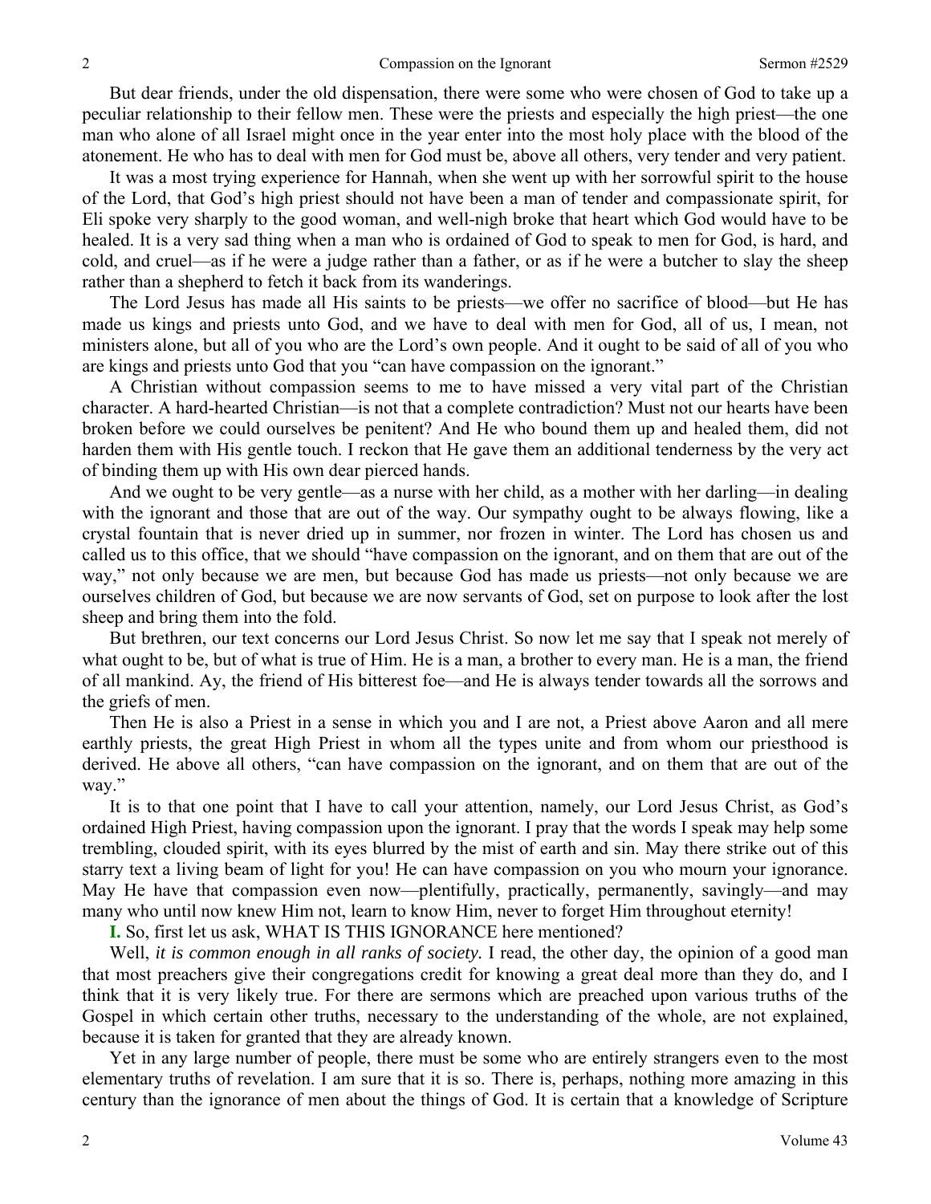But dear friends, under the old dispensation, there were some who were chosen of God to take up a peculiar relationship to their fellow men. These were the priests and especially the high priest—the one man who alone of all Israel might once in the year enter into the most holy place with the blood of the atonement. He who has to deal with men for God must be, above all others, very tender and very patient.

It was a most trying experience for Hannah, when she went up with her sorrowful spirit to the house of the Lord, that God's high priest should not have been a man of tender and compassionate spirit, for Eli spoke very sharply to the good woman, and well-nigh broke that heart which God would have to be healed. It is a very sad thing when a man who is ordained of God to speak to men for God, is hard, and cold, and cruel—as if he were a judge rather than a father, or as if he were a butcher to slay the sheep rather than a shepherd to fetch it back from its wanderings.

The Lord Jesus has made all His saints to be priests—we offer no sacrifice of blood—but He has made us kings and priests unto God, and we have to deal with men for God, all of us, I mean, not ministers alone, but all of you who are the Lord's own people. And it ought to be said of all of you who are kings and priests unto God that you "can have compassion on the ignorant."

A Christian without compassion seems to me to have missed a very vital part of the Christian character. A hard-hearted Christian—is not that a complete contradiction? Must not our hearts have been broken before we could ourselves be penitent? And He who bound them up and healed them, did not harden them with His gentle touch. I reckon that He gave them an additional tenderness by the very act of binding them up with His own dear pierced hands.

And we ought to be very gentle—as a nurse with her child, as a mother with her darling—in dealing with the ignorant and those that are out of the way. Our sympathy ought to be always flowing, like a crystal fountain that is never dried up in summer, nor frozen in winter. The Lord has chosen us and called us to this office, that we should "have compassion on the ignorant, and on them that are out of the way," not only because we are men, but because God has made us priests—not only because we are ourselves children of God, but because we are now servants of God, set on purpose to look after the lost sheep and bring them into the fold.

But brethren, our text concerns our Lord Jesus Christ. So now let me say that I speak not merely of what ought to be, but of what is true of Him. He is a man, a brother to every man. He is a man, the friend of all mankind. Ay, the friend of His bitterest foe—and He is always tender towards all the sorrows and the griefs of men.

Then He is also a Priest in a sense in which you and I are not, a Priest above Aaron and all mere earthly priests, the great High Priest in whom all the types unite and from whom our priesthood is derived. He above all others, "can have compassion on the ignorant, and on them that are out of the way."

It is to that one point that I have to call your attention, namely, our Lord Jesus Christ, as God's ordained High Priest, having compassion upon the ignorant. I pray that the words I speak may help some trembling, clouded spirit, with its eyes blurred by the mist of earth and sin. May there strike out of this starry text a living beam of light for you! He can have compassion on you who mourn your ignorance. May He have that compassion even now—plentifully, practically, permanently, savingly—and may many who until now knew Him not, learn to know Him, never to forget Him throughout eternity!

**I.** So, first let us ask, WHAT IS THIS IGNORANCE here mentioned?

Well, *it is common enough in all ranks of society.* I read, the other day, the opinion of a good man that most preachers give their congregations credit for knowing a great deal more than they do, and I think that it is very likely true. For there are sermons which are preached upon various truths of the Gospel in which certain other truths, necessary to the understanding of the whole, are not explained, because it is taken for granted that they are already known.

Yet in any large number of people, there must be some who are entirely strangers even to the most elementary truths of revelation. I am sure that it is so. There is, perhaps, nothing more amazing in this century than the ignorance of men about the things of God. It is certain that a knowledge of Scripture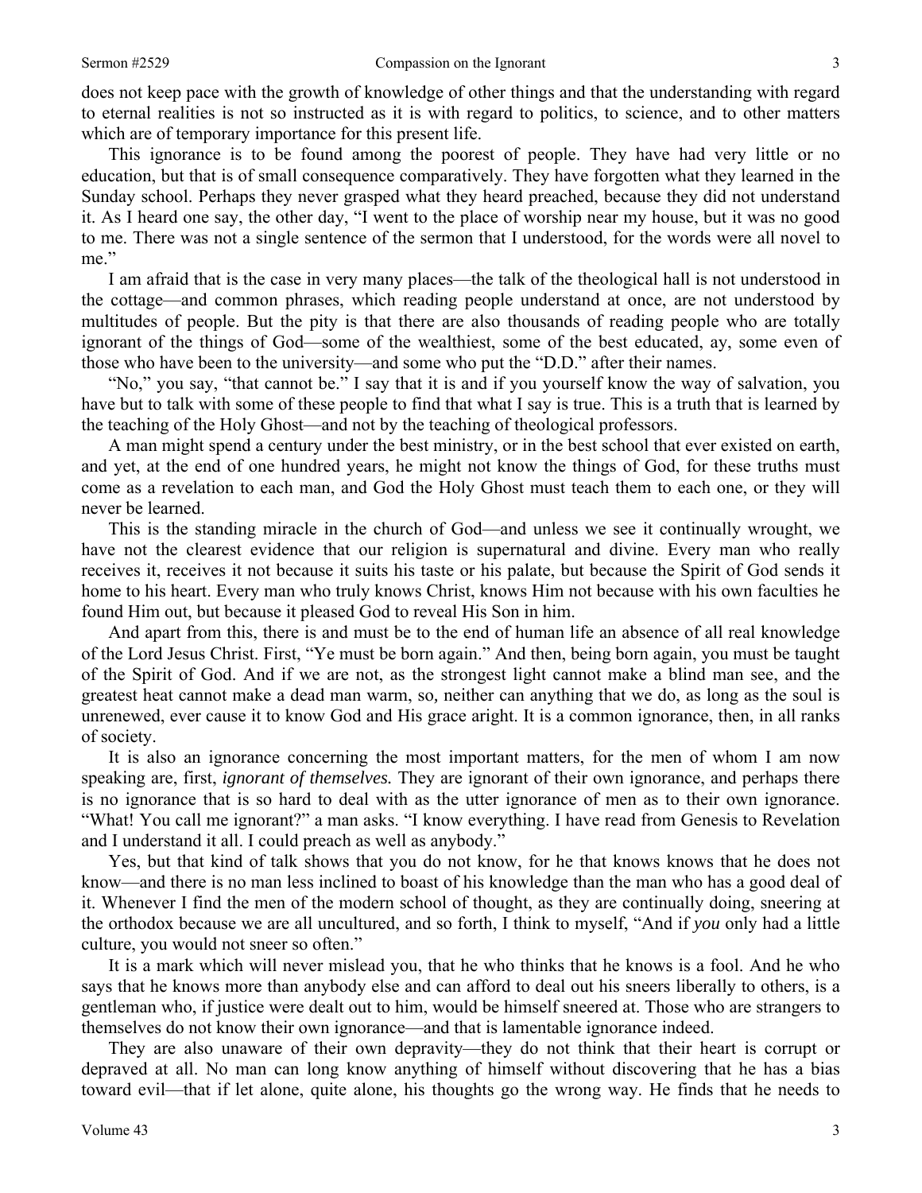does not keep pace with the growth of knowledge of other things and that the understanding with regard to eternal realities is not so instructed as it is with regard to politics, to science, and to other matters which are of temporary importance for this present life.

This ignorance is to be found among the poorest of people. They have had very little or no education, but that is of small consequence comparatively. They have forgotten what they learned in the Sunday school. Perhaps they never grasped what they heard preached, because they did not understand it. As I heard one say, the other day, "I went to the place of worship near my house, but it was no good to me. There was not a single sentence of the sermon that I understood, for the words were all novel to me."

I am afraid that is the case in very many places—the talk of the theological hall is not understood in the cottage—and common phrases, which reading people understand at once, are not understood by multitudes of people. But the pity is that there are also thousands of reading people who are totally ignorant of the things of God—some of the wealthiest, some of the best educated, ay, some even of those who have been to the university—and some who put the "D.D." after their names.

"No," you say, "that cannot be." I say that it is and if you yourself know the way of salvation, you have but to talk with some of these people to find that what I say is true. This is a truth that is learned by the teaching of the Holy Ghost—and not by the teaching of theological professors.

A man might spend a century under the best ministry, or in the best school that ever existed on earth, and yet, at the end of one hundred years, he might not know the things of God, for these truths must come as a revelation to each man, and God the Holy Ghost must teach them to each one, or they will never be learned.

This is the standing miracle in the church of God—and unless we see it continually wrought, we have not the clearest evidence that our religion is supernatural and divine. Every man who really receives it, receives it not because it suits his taste or his palate, but because the Spirit of God sends it home to his heart. Every man who truly knows Christ, knows Him not because with his own faculties he found Him out, but because it pleased God to reveal His Son in him.

And apart from this, there is and must be to the end of human life an absence of all real knowledge of the Lord Jesus Christ. First, "Ye must be born again." And then, being born again, you must be taught of the Spirit of God. And if we are not, as the strongest light cannot make a blind man see, and the greatest heat cannot make a dead man warm, so, neither can anything that we do, as long as the soul is unrenewed, ever cause it to know God and His grace aright. It is a common ignorance, then, in all ranks of society.

It is also an ignorance concerning the most important matters, for the men of whom I am now speaking are, first, *ignorant of themselves.* They are ignorant of their own ignorance, and perhaps there is no ignorance that is so hard to deal with as the utter ignorance of men as to their own ignorance. "What! You call me ignorant?" a man asks. "I know everything. I have read from Genesis to Revelation and I understand it all. I could preach as well as anybody."

Yes, but that kind of talk shows that you do not know, for he that knows knows that he does not know—and there is no man less inclined to boast of his knowledge than the man who has a good deal of it. Whenever I find the men of the modern school of thought, as they are continually doing, sneering at the orthodox because we are all uncultured, and so forth, I think to myself, "And if *you* only had a little culture, you would not sneer so often."

It is a mark which will never mislead you, that he who thinks that he knows is a fool. And he who says that he knows more than anybody else and can afford to deal out his sneers liberally to others, is a gentleman who, if justice were dealt out to him, would be himself sneered at. Those who are strangers to themselves do not know their own ignorance—and that is lamentable ignorance indeed.

They are also unaware of their own depravity—they do not think that their heart is corrupt or depraved at all. No man can long know anything of himself without discovering that he has a bias toward evil—that if let alone, quite alone, his thoughts go the wrong way. He finds that he needs to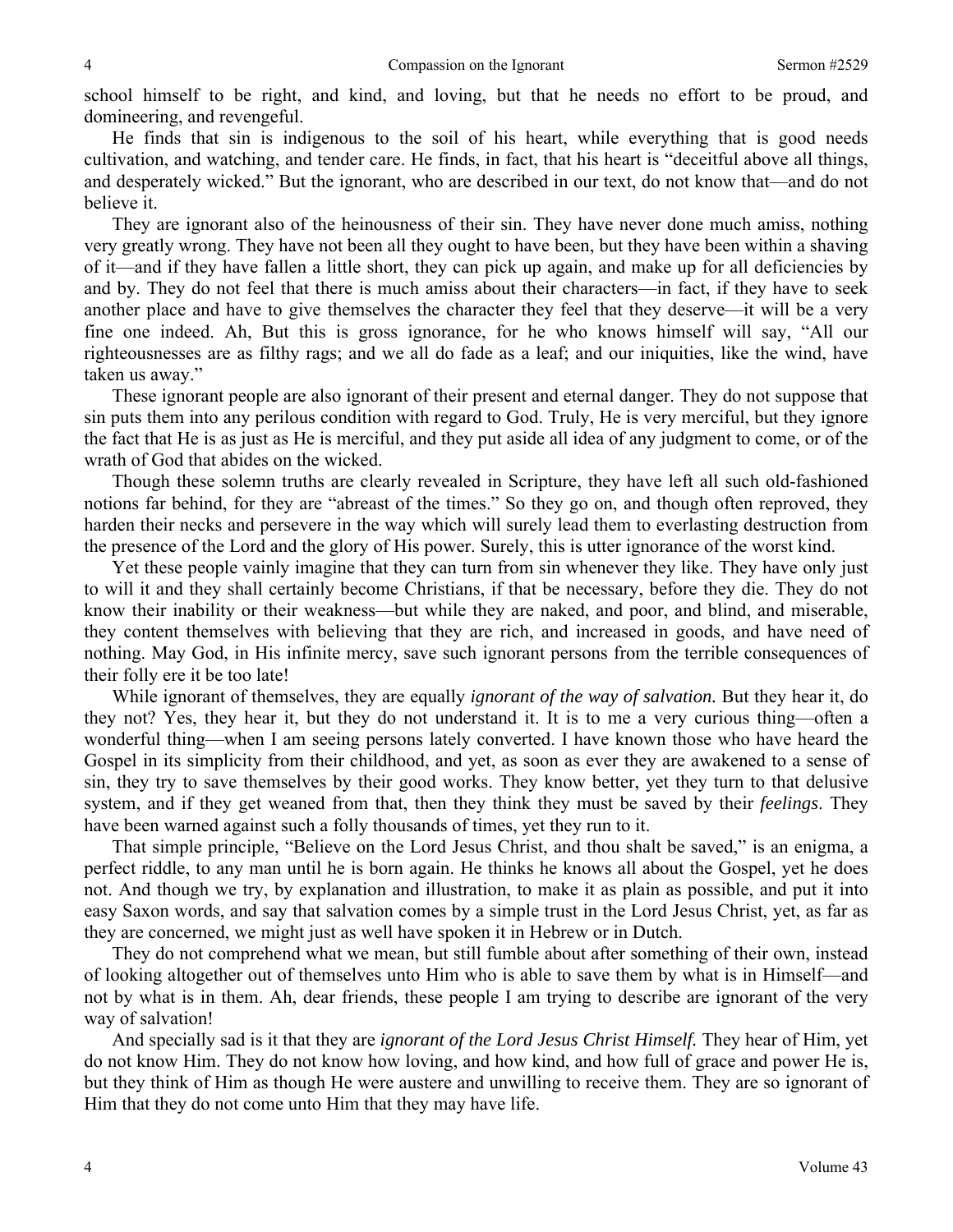school himself to be right, and kind, and loving, but that he needs no effort to be proud, and domineering, and revengeful.

He finds that sin is indigenous to the soil of his heart, while everything that is good needs cultivation, and watching, and tender care. He finds, in fact, that his heart is "deceitful above all things, and desperately wicked." But the ignorant, who are described in our text, do not know that—and do not believe it.

They are ignorant also of the heinousness of their sin. They have never done much amiss, nothing very greatly wrong. They have not been all they ought to have been, but they have been within a shaving of it—and if they have fallen a little short, they can pick up again, and make up for all deficiencies by and by. They do not feel that there is much amiss about their characters—in fact, if they have to seek another place and have to give themselves the character they feel that they deserve—it will be a very fine one indeed. Ah, But this is gross ignorance, for he who knows himself will say, "All our righteousnesses are as filthy rags; and we all do fade as a leaf; and our iniquities, like the wind, have taken us away."

These ignorant people are also ignorant of their present and eternal danger. They do not suppose that sin puts them into any perilous condition with regard to God. Truly, He is very merciful, but they ignore the fact that He is as just as He is merciful, and they put aside all idea of any judgment to come, or of the wrath of God that abides on the wicked.

Though these solemn truths are clearly revealed in Scripture, they have left all such old-fashioned notions far behind, for they are "abreast of the times." So they go on, and though often reproved, they harden their necks and persevere in the way which will surely lead them to everlasting destruction from the presence of the Lord and the glory of His power. Surely, this is utter ignorance of the worst kind.

Yet these people vainly imagine that they can turn from sin whenever they like. They have only just to will it and they shall certainly become Christians, if that be necessary, before they die. They do not know their inability or their weakness—but while they are naked, and poor, and blind, and miserable, they content themselves with believing that they are rich, and increased in goods, and have need of nothing. May God, in His infinite mercy, save such ignorant persons from the terrible consequences of their folly ere it be too late!

While ignorant of themselves, they are equally *ignorant of the way of salvation.* But they hear it, do they not? Yes, they hear it, but they do not understand it. It is to me a very curious thing—often a wonderful thing—when I am seeing persons lately converted. I have known those who have heard the Gospel in its simplicity from their childhood, and yet, as soon as ever they are awakened to a sense of sin, they try to save themselves by their good works. They know better, yet they turn to that delusive system, and if they get weaned from that, then they think they must be saved by their *feelings*. They have been warned against such a folly thousands of times, yet they run to it.

That simple principle, "Believe on the Lord Jesus Christ, and thou shalt be saved," is an enigma, a perfect riddle, to any man until he is born again. He thinks he knows all about the Gospel, yet he does not. And though we try, by explanation and illustration, to make it as plain as possible, and put it into easy Saxon words, and say that salvation comes by a simple trust in the Lord Jesus Christ, yet, as far as they are concerned, we might just as well have spoken it in Hebrew or in Dutch.

They do not comprehend what we mean, but still fumble about after something of their own, instead of looking altogether out of themselves unto Him who is able to save them by what is in Himself—and not by what is in them. Ah, dear friends, these people I am trying to describe are ignorant of the very way of salvation!

And specially sad is it that they are *ignorant of the Lord Jesus Christ Himself.* They hear of Him, yet do not know Him. They do not know how loving, and how kind, and how full of grace and power He is, but they think of Him as though He were austere and unwilling to receive them. They are so ignorant of Him that they do not come unto Him that they may have life.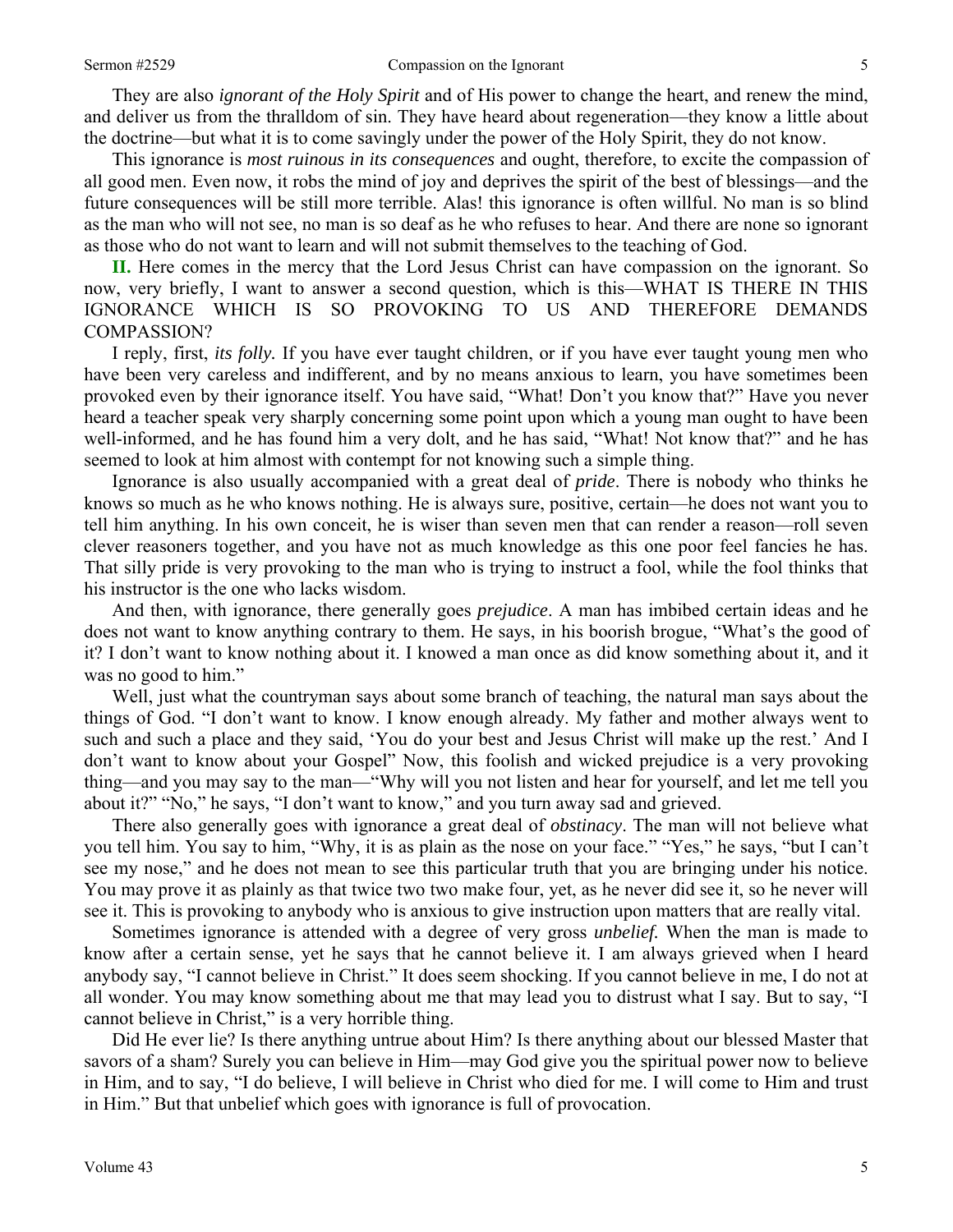They are also *ignorant of the Holy Spirit* and of His power to change the heart, and renew the mind, and deliver us from the thralldom of sin. They have heard about regeneration—they know a little about the doctrine—but what it is to come savingly under the power of the Holy Spirit, they do not know.

This ignorance is *most ruinous in its consequences* and ought, therefore, to excite the compassion of all good men. Even now, it robs the mind of joy and deprives the spirit of the best of blessings—and the future consequences will be still more terrible. Alas! this ignorance is often willful. No man is so blind as the man who will not see, no man is so deaf as he who refuses to hear. And there are none so ignorant as those who do not want to learn and will not submit themselves to the teaching of God.

**II.** Here comes in the mercy that the Lord Jesus Christ can have compassion on the ignorant. So now, very briefly, I want to answer a second question, which is this—WHAT IS THERE IN THIS IGNORANCE WHICH IS SO PROVOKING TO US AND THEREFORE DEMANDS COMPASSION?

I reply, first, *its folly.* If you have ever taught children, or if you have ever taught young men who have been very careless and indifferent, and by no means anxious to learn, you have sometimes been provoked even by their ignorance itself. You have said, "What! Don't you know that?" Have you never heard a teacher speak very sharply concerning some point upon which a young man ought to have been well-informed, and he has found him a very dolt, and he has said, "What! Not know that?" and he has seemed to look at him almost with contempt for not knowing such a simple thing.

Ignorance is also usually accompanied with a great deal of *pride*. There is nobody who thinks he knows so much as he who knows nothing. He is always sure, positive, certain—he does not want you to tell him anything. In his own conceit, he is wiser than seven men that can render a reason—roll seven clever reasoners together, and you have not as much knowledge as this one poor feel fancies he has. That silly pride is very provoking to the man who is trying to instruct a fool, while the fool thinks that his instructor is the one who lacks wisdom.

And then, with ignorance, there generally goes *prejudice*. A man has imbibed certain ideas and he does not want to know anything contrary to them. He says, in his boorish brogue, "What's the good of it? I don't want to know nothing about it. I knowed a man once as did know something about it, and it was no good to him."

Well, just what the countryman says about some branch of teaching, the natural man says about the things of God. "I don't want to know. I know enough already. My father and mother always went to such and such a place and they said, 'You do your best and Jesus Christ will make up the rest.' And I don't want to know about your Gospel" Now, this foolish and wicked prejudice is a very provoking thing—and you may say to the man—"Why will you not listen and hear for yourself, and let me tell you about it?" "No," he says, "I don't want to know," and you turn away sad and grieved.

There also generally goes with ignorance a great deal of *obstinacy*. The man will not believe what you tell him. You say to him, "Why, it is as plain as the nose on your face." "Yes," he says, "but I can't see my nose," and he does not mean to see this particular truth that you are bringing under his notice. You may prove it as plainly as that twice two two make four, yet, as he never did see it, so he never will see it. This is provoking to anybody who is anxious to give instruction upon matters that are really vital.

Sometimes ignorance is attended with a degree of very gross *unbelief.* When the man is made to know after a certain sense, yet he says that he cannot believe it. I am always grieved when I heard anybody say, "I cannot believe in Christ." It does seem shocking. If you cannot believe in me, I do not at all wonder. You may know something about me that may lead you to distrust what I say. But to say, "I cannot believe in Christ," is a very horrible thing.

Did He ever lie? Is there anything untrue about Him? Is there anything about our blessed Master that savors of a sham? Surely you can believe in Him—may God give you the spiritual power now to believe in Him, and to say, "I do believe, I will believe in Christ who died for me. I will come to Him and trust in Him." But that unbelief which goes with ignorance is full of provocation.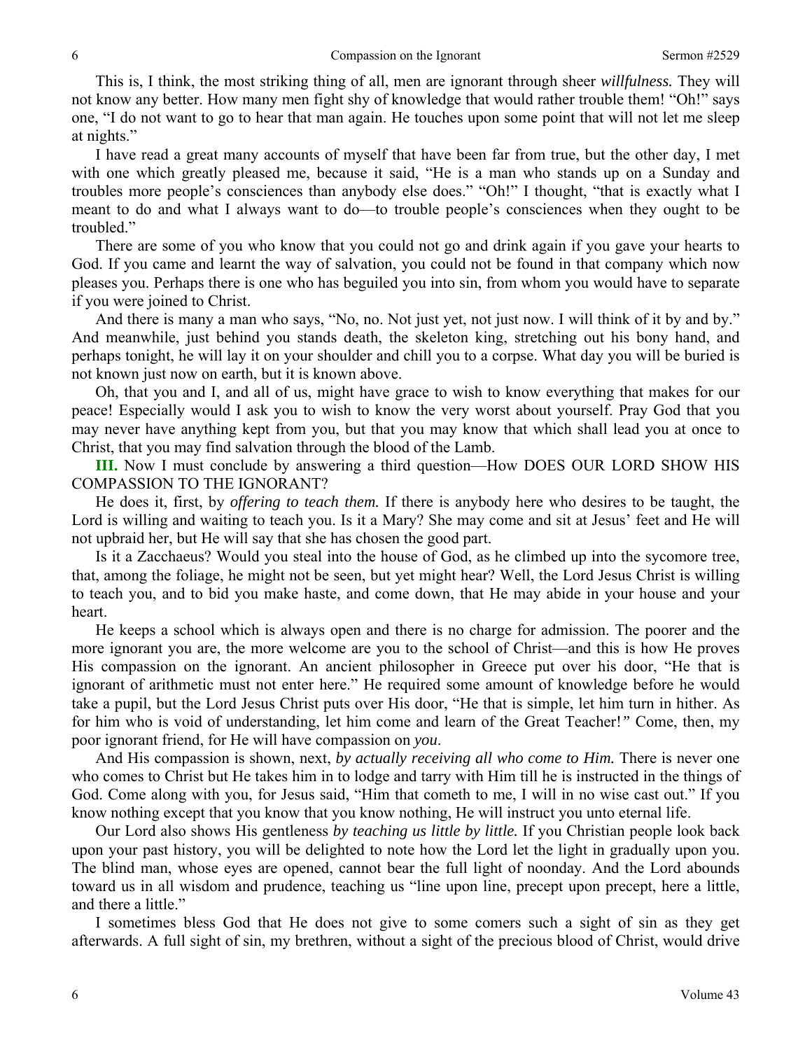This is, I think, the most striking thing of all, men are ignorant through sheer *willfulness.* They will not know any better. How many men fight shy of knowledge that would rather trouble them! "Oh!" says one, "I do not want to go to hear that man again. He touches upon some point that will not let me sleep at nights."

I have read a great many accounts of myself that have been far from true, but the other day, I met with one which greatly pleased me, because it said, "He is a man who stands up on a Sunday and troubles more people's consciences than anybody else does." "Oh!" I thought, "that is exactly what I meant to do and what I always want to do—to trouble people's consciences when they ought to be troubled."

There are some of you who know that you could not go and drink again if you gave your hearts to God. If you came and learnt the way of salvation, you could not be found in that company which now pleases you. Perhaps there is one who has beguiled you into sin, from whom you would have to separate if you were joined to Christ.

And there is many a man who says, "No, no. Not just yet, not just now. I will think of it by and by." And meanwhile, just behind you stands death, the skeleton king, stretching out his bony hand, and perhaps tonight, he will lay it on your shoulder and chill you to a corpse. What day you will be buried is not known just now on earth, but it is known above.

Oh, that you and I, and all of us, might have grace to wish to know everything that makes for our peace! Especially would I ask you to wish to know the very worst about yourself. Pray God that you may never have anything kept from you, but that you may know that which shall lead you at once to Christ, that you may find salvation through the blood of the Lamb.

**III.** Now I must conclude by answering a third question—How DOES OUR LORD SHOW HIS COMPASSION TO THE IGNORANT?

He does it, first, by *offering to teach them.* If there is anybody here who desires to be taught, the Lord is willing and waiting to teach you. Is it a Mary? She may come and sit at Jesus' feet and He will not upbraid her, but He will say that she has chosen the good part.

Is it a Zacchaeus? Would you steal into the house of God, as he climbed up into the sycomore tree, that, among the foliage, he might not be seen, but yet might hear? Well, the Lord Jesus Christ is willing to teach you, and to bid you make haste, and come down, that He may abide in your house and your heart.

He keeps a school which is always open and there is no charge for admission. The poorer and the more ignorant you are, the more welcome are you to the school of Christ—and this is how He proves His compassion on the ignorant. An ancient philosopher in Greece put over his door, "He that is ignorant of arithmetic must not enter here." He required some amount of knowledge before he would take a pupil, but the Lord Jesus Christ puts over His door, "He that is simple, let him turn in hither. As for him who is void of understanding, let him come and learn of the Great Teacher!" Come, then, my poor ignorant friend, for He will have compassion on *you*.

And His compassion is shown, next, *by actually receiving all who come to Him.* There is never one who comes to Christ but He takes him in to lodge and tarry with Him till he is instructed in the things of God. Come along with you, for Jesus said, "Him that cometh to me, I will in no wise cast out." If you know nothing except that you know that you know nothing, He will instruct you unto eternal life.

Our Lord also shows His gentleness *by teaching us little by little.* If you Christian people look back upon your past history, you will be delighted to note how the Lord let the light in gradually upon you. The blind man, whose eyes are opened, cannot bear the full light of noonday. And the Lord abounds toward us in all wisdom and prudence, teaching us "line upon line, precept upon precept, here a little, and there a little."

I sometimes bless God that He does not give to some comers such a sight of sin as they get afterwards. A full sight of sin, my brethren, without a sight of the precious blood of Christ, would drive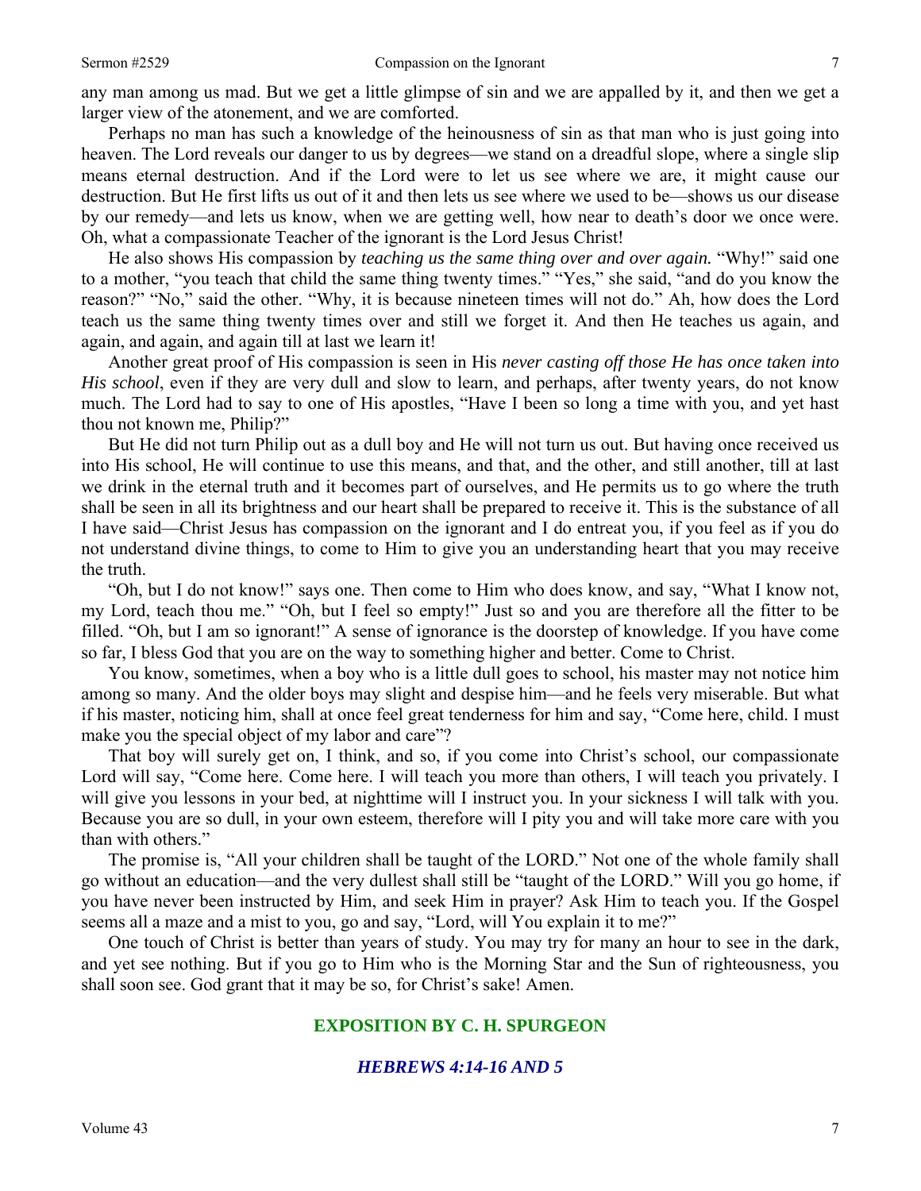any man among us mad. But we get a little glimpse of sin and we are appalled by it, and then we get a larger view of the atonement, and we are comforted.

Perhaps no man has such a knowledge of the heinousness of sin as that man who is just going into heaven. The Lord reveals our danger to us by degrees—we stand on a dreadful slope, where a single slip means eternal destruction. And if the Lord were to let us see where we are, it might cause our destruction. But He first lifts us out of it and then lets us see where we used to be—shows us our disease by our remedy—and lets us know, when we are getting well, how near to death's door we once were. Oh, what a compassionate Teacher of the ignorant is the Lord Jesus Christ!

He also shows His compassion by *teaching us the same thing over and over again.* "Why!" said one to a mother, "you teach that child the same thing twenty times." "Yes," she said, "and do you know the reason?" "No," said the other. "Why, it is because nineteen times will not do." Ah, how does the Lord teach us the same thing twenty times over and still we forget it. And then He teaches us again, and again, and again, and again till at last we learn it!

Another great proof of His compassion is seen in His *never casting off those He has once taken into His school*, even if they are very dull and slow to learn, and perhaps, after twenty years, do not know much. The Lord had to say to one of His apostles, "Have I been so long a time with you, and yet hast thou not known me, Philip?"

But He did not turn Philip out as a dull boy and He will not turn us out. But having once received us into His school, He will continue to use this means, and that, and the other, and still another, till at last we drink in the eternal truth and it becomes part of ourselves, and He permits us to go where the truth shall be seen in all its brightness and our heart shall be prepared to receive it. This is the substance of all I have said—Christ Jesus has compassion on the ignorant and I do entreat you, if you feel as if you do not understand divine things, to come to Him to give you an understanding heart that you may receive the truth.

"Oh, but I do not know!" says one. Then come to Him who does know, and say, "What I know not, my Lord, teach thou me." "Oh, but I feel so empty!" Just so and you are therefore all the fitter to be filled. "Oh, but I am so ignorant!" A sense of ignorance is the doorstep of knowledge. If you have come so far, I bless God that you are on the way to something higher and better. Come to Christ.

You know, sometimes, when a boy who is a little dull goes to school, his master may not notice him among so many. And the older boys may slight and despise him—and he feels very miserable. But what if his master, noticing him, shall at once feel great tenderness for him and say, "Come here, child. I must make you the special object of my labor and care"?

That boy will surely get on, I think, and so, if you come into Christ's school, our compassionate Lord will say, "Come here. Come here. I will teach you more than others, I will teach you privately. I will give you lessons in your bed, at nighttime will I instruct you. In your sickness I will talk with you. Because you are so dull, in your own esteem, therefore will I pity you and will take more care with you than with others."

The promise is, "All your children shall be taught of the LORD." Not one of the whole family shall go without an education—and the very dullest shall still be "taught of the LORD." Will you go home, if you have never been instructed by Him, and seek Him in prayer? Ask Him to teach you. If the Gospel seems all a maze and a mist to you, go and say, "Lord, will You explain it to me?"

One touch of Christ is better than years of study. You may try for many an hour to see in the dark, and yet see nothing. But if you go to Him who is the Morning Star and the Sun of righteousness, you shall soon see. God grant that it may be so, for Christ's sake! Amen.

## EXPOSITION BY C. H. SPURGEON

### *HEBREWS 4:14-16 AND 5*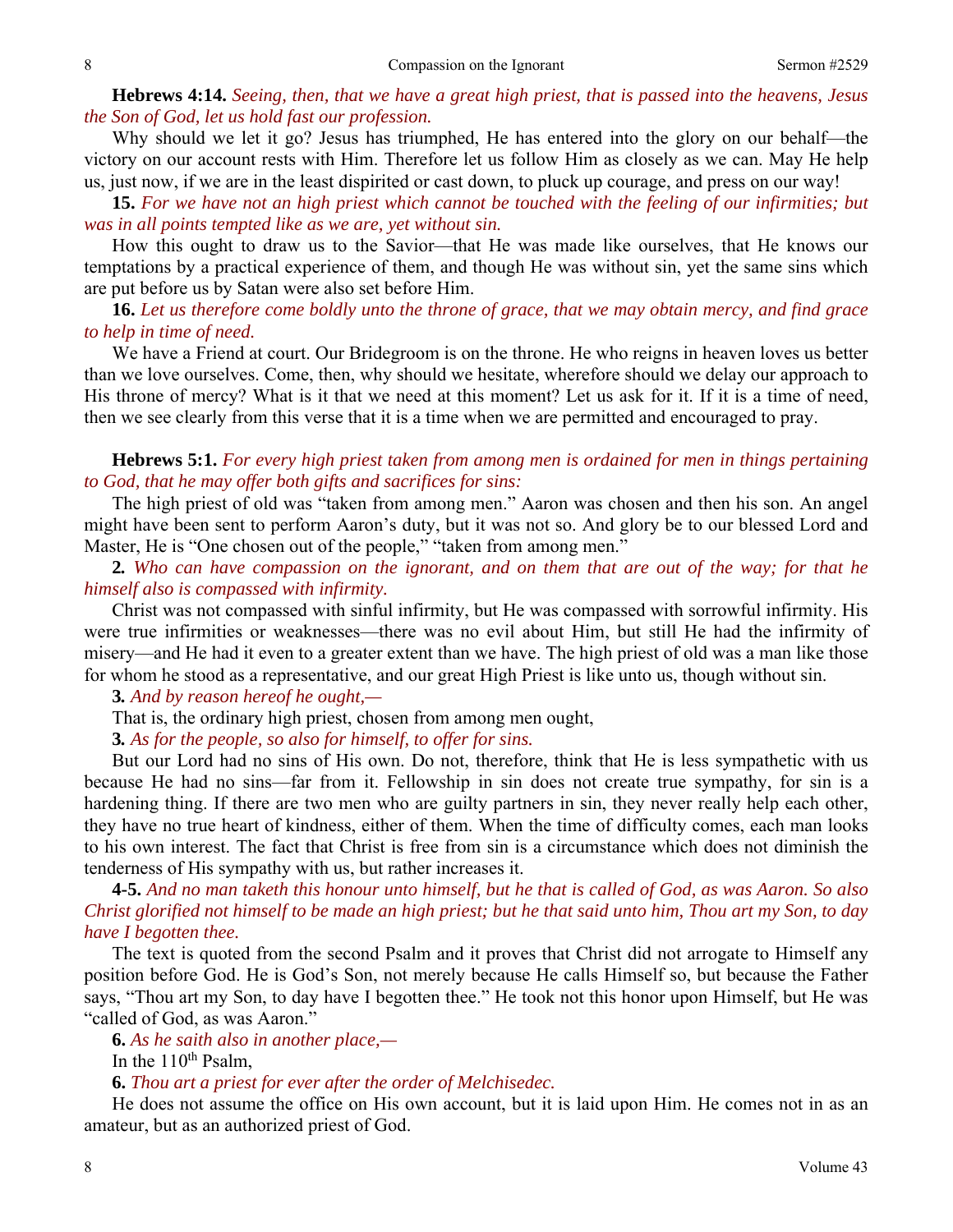**Hebrews 4:14.** *Seeing, then, that we have a great high priest, that is passed into the heavens, Jesus the Son of God, let us hold fast our profession.*

Why should we let it go? Jesus has triumphed, He has entered into the glory on our behalf—the victory on our account rests with Him. Therefore let us follow Him as closely as we can. May He help us, just now, if we are in the least dispirited or cast down, to pluck up courage, and press on our way!

**15.** *For we have not an high priest which cannot be touched with the feeling of our infirmities; but was in all points tempted like as we are, yet without sin.*

How this ought to draw us to the Savior—that He was made like ourselves, that He knows our temptations by a practical experience of them, and though He was without sin, yet the same sins which are put before us by Satan were also set before Him.

**16.** *Let us therefore come boldly unto the throne of grace, that we may obtain mercy, and find grace to help in time of need.*

We have a Friend at court. Our Bridegroom is on the throne. He who reigns in heaven loves us better than we love ourselves. Come, then, why should we hesitate, wherefore should we delay our approach to His throne of mercy? What is it that we need at this moment? Let us ask for it. If it is a time of need, then we see clearly from this verse that it is a time when we are permitted and encouraged to pray.

**Hebrews 5:1.** *For every high priest taken from among men is ordained for men in things pertaining to God, that he may offer both gifts and sacrifices for sins:*

The high priest of old was "taken from among men." Aaron was chosen and then his son. An angel might have been sent to perform Aaron's duty, but it was not so. And glory be to our blessed Lord and Master, He is "One chosen out of the people," "taken from among men."

**2.** *Who can have compassion on the ignorant, and on them that are out of the way; for that he himself also is compassed with infirmity.*

Christ was not compassed with sinful infirmity, but He was compassed with sorrowful infirmity. His were true infirmities or weaknesses—there was no evil about Him, but still He had the infirmity of misery—and He had it even to a greater extent than we have. The high priest of old was a man like those for whom he stood as a representative, and our great High Priest is like unto us, though without sin.

**3.** *And by reason hereof he ought,—*

That is, the ordinary high priest, chosen from among men ought,

**3.** *As for the people, so also for himself, to offer for sins.*

But our Lord had no sins of His own. Do not, therefore, think that He is less sympathetic with us because He had no sins—far from it. Fellowship in sin does not create true sympathy, for sin is a hardening thing. If there are two men who are guilty partners in sin, they never really help each other, they have no true heart of kindness, either of them. When the time of difficulty comes, each man looks to his own interest. The fact that Christ is free from sin is a circumstance which does not diminish the tenderness of His sympathy with us, but rather increases it.

**4-5.** *And no man taketh this honour unto himself, but he that is called of God, as was Aaron. So also Christ glorified not himself to be made an high priest; but he that said unto him, Thou art my Son, to day have I begotten thee.*

The text is quoted from the second Psalm and it proves that Christ did not arrogate to Himself any position before God. He is God's Son, not merely because He calls Himself so, but because the Father says, "Thou art my Son, to day have I begotten thee." He took not this honor upon Himself, but He was "called of God, as was Aaron."

**6.** *As he saith also in another place,—*

In the 110th Psalm,

**6.** *Thou art a priest for ever after the order of Melchisedec.*

He does not assume the office on His own account, but it is laid upon Him. He comes not in as an amateur, but as an authorized priest of God.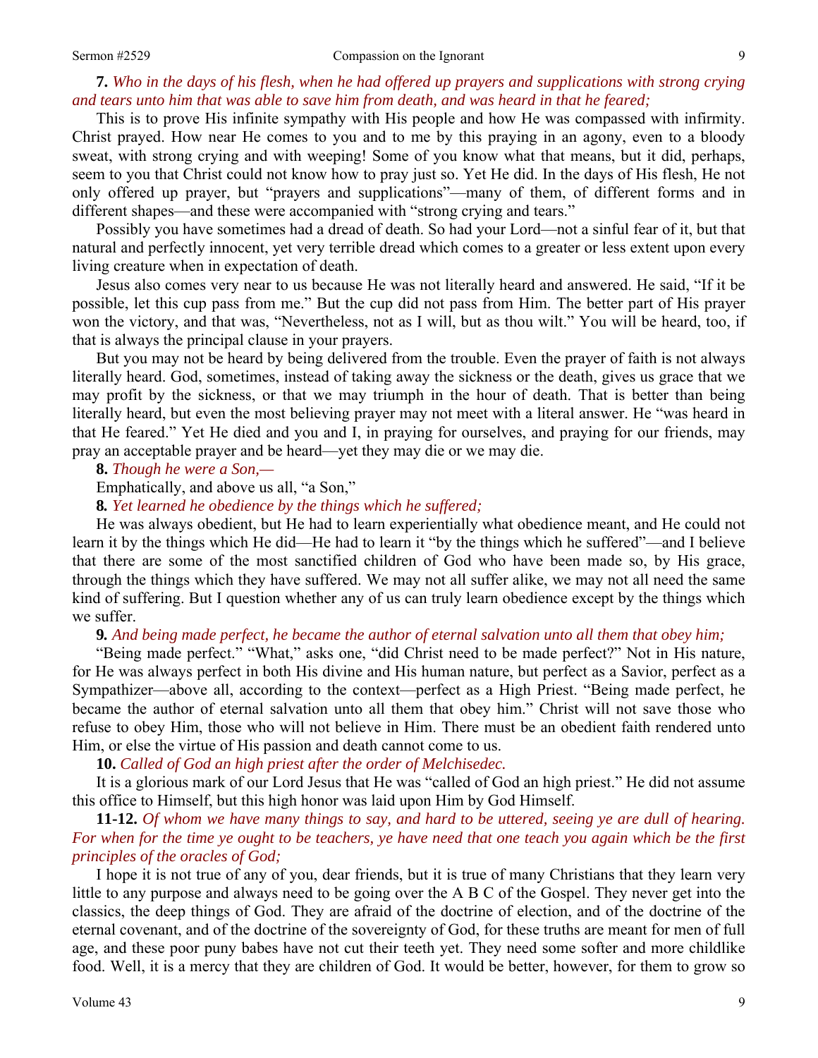**7.** *Who in the days of his flesh, when he had offered up prayers and supplications with strong crying and tears unto him that was able to save him from death, and was heard in that he feared;*

This is to prove His infinite sympathy with His people and how He was compassed with infirmity. Christ prayed. How near He comes to you and to me by this praying in an agony, even to a bloody sweat, with strong crying and with weeping! Some of you know what that means, but it did, perhaps, seem to you that Christ could not know how to pray just so. Yet He did. In the days of His flesh, He not only offered up prayer, but "prayers and supplications"—many of them, of different forms and in different shapes—and these were accompanied with "strong crying and tears."

Possibly you have sometimes had a dread of death. So had your Lord—not a sinful fear of it, but that natural and perfectly innocent, yet very terrible dread which comes to a greater or less extent upon every living creature when in expectation of death.

Jesus also comes very near to us because He was not literally heard and answered. He said, "If it be possible, let this cup pass from me." But the cup did not pass from Him. The better part of His prayer won the victory, and that was, "Nevertheless, not as I will, but as thou wilt." You will be heard, too, if that is always the principal clause in your prayers.

But you may not be heard by being delivered from the trouble. Even the prayer of faith is not always literally heard. God, sometimes, instead of taking away the sickness or the death, gives us grace that we may profit by the sickness, or that we may triumph in the hour of death. That is better than being literally heard, but even the most believing prayer may not meet with a literal answer. He "was heard in that He feared." Yet He died and you and I, in praying for ourselves, and praying for our friends, may pray an acceptable prayer and be heard—yet they may die or we may die.

**8.** *Though he were a Son,—*

Emphatically, and above us all, "a Son,"

**8.** *Yet learned he obedience by the things which he suffered;*

He was always obedient, but He had to learn experientially what obedience meant, and He could not learn it by the things which He did—He had to learn it "by the things which he suffered"—and I believe that there are some of the most sanctified children of God who have been made so, by His grace, through the things which they have suffered. We may not all suffer alike, we may not all need the same kind of suffering. But I question whether any of us can truly learn obedience except by the things which we suffer.

**9.** *And being made perfect, he became the author of eternal salvation unto all them that obey him;*

"Being made perfect." "What," asks one, "did Christ need to be made perfect?" Not in His nature, for He was always perfect in both His divine and His human nature, but perfect as a Savior, perfect as a Sympathizer—above all, according to the context—perfect as a High Priest. "Being made perfect, he became the author of eternal salvation unto all them that obey him." Christ will not save those who refuse to obey Him, those who will not believe in Him. There must be an obedient faith rendered unto Him, or else the virtue of His passion and death cannot come to us.

**10.** *Called of God an high priest after the order of Melchisedec.*

It is a glorious mark of our Lord Jesus that He was "called of God an high priest." He did not assume this office to Himself, but this high honor was laid upon Him by God Himself.

**11-12.** *Of whom we have many things to say, and hard to be uttered, seeing ye are dull of hearing. For when for the time ye ought to be teachers, ye have need that one teach you again which be the first principles of the oracles of God;*

I hope it is not true of any of you, dear friends, but it is true of many Christians that they learn very little to any purpose and always need to be going over the A B C of the Gospel. They never get into the classics, the deep things of God. They are afraid of the doctrine of election, and of the doctrine of the eternal covenant, and of the doctrine of the sovereignty of God, for these truths are meant for men of full age, and these poor puny babes have not cut their teeth yet. They need some softer and more childlike food. Well, it is a mercy that they are children of God. It would be better, however, for them to grow so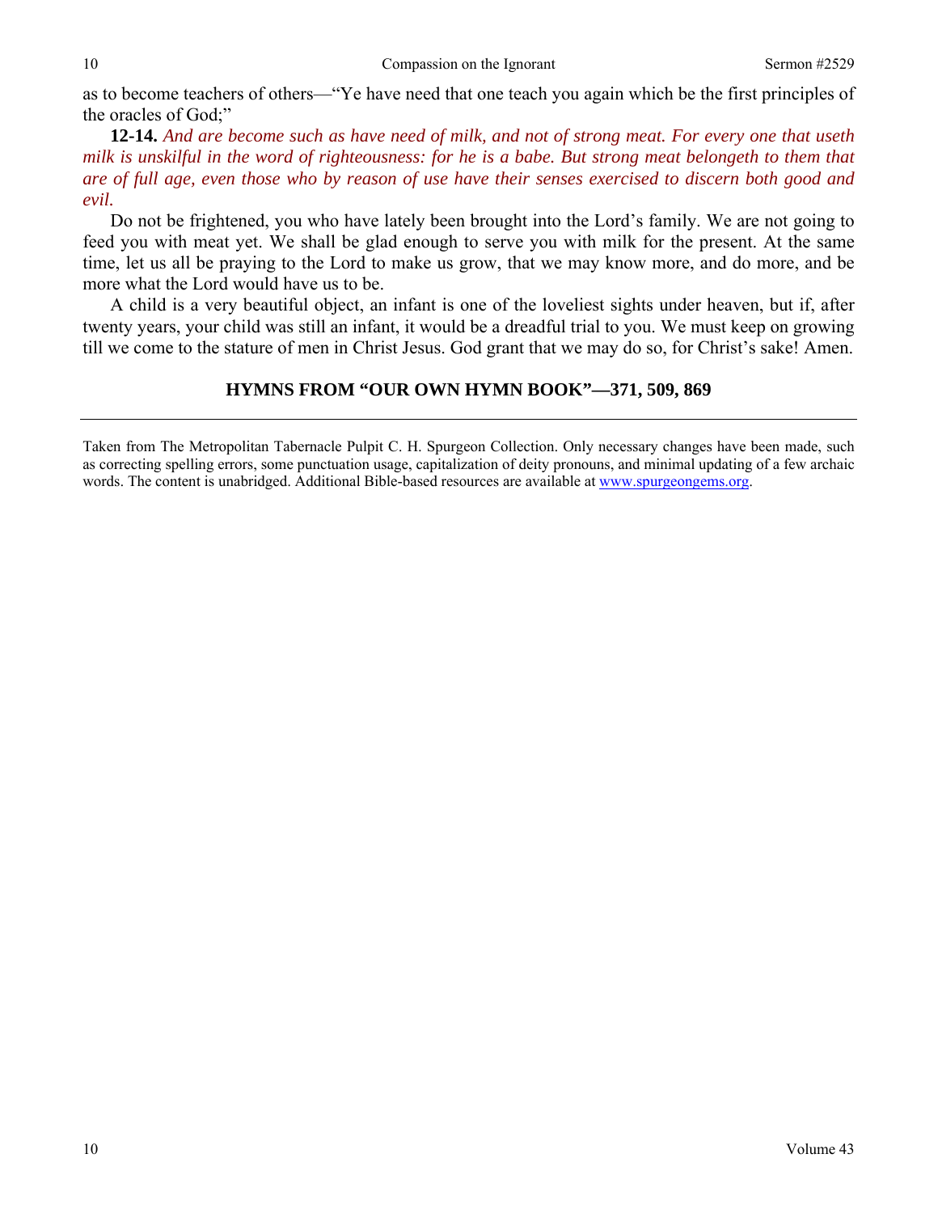as to become teachers of others—"Ye have need that one teach you again which be the first principles of the oracles of God;"

**12-14.** *And are become such as have need of milk, and not of strong meat. For every one that useth milk is unskilful in the word of righteousness: for he is a babe. But strong meat belongeth to them that are of full age, even those who by reason of use have their senses exercised to discern both good and evil.*

Do not be frightened, you who have lately been brought into the Lord's family. We are not going to feed you with meat yet. We shall be glad enough to serve you with milk for the present. At the same time, let us all be praying to the Lord to make us grow, that we may know more, and do more, and be more what the Lord would have us to be.

A child is a very beautiful object, an infant is one of the loveliest sights under heaven, but if, after twenty years, your child was still an infant, it would be a dreadful trial to you. We must keep on growing till we come to the stature of men in Christ Jesus. God grant that we may do so, for Christ's sake! Amen.

## HYMNS FROM "OUR OWN HYMN BOOK"—371, 509, 869

---

Taken from The Metropolitan Tabernacle Pulpit C. H. Spurgeon Collection. Only necessary changes have been made, such as correcting spelling errors, some punctuation usage, capitalization of deity pronouns, and minimal updating of a few archaic words. The content is unabridged. Additional Bible-based resources are available at www.spurgeongems.org.